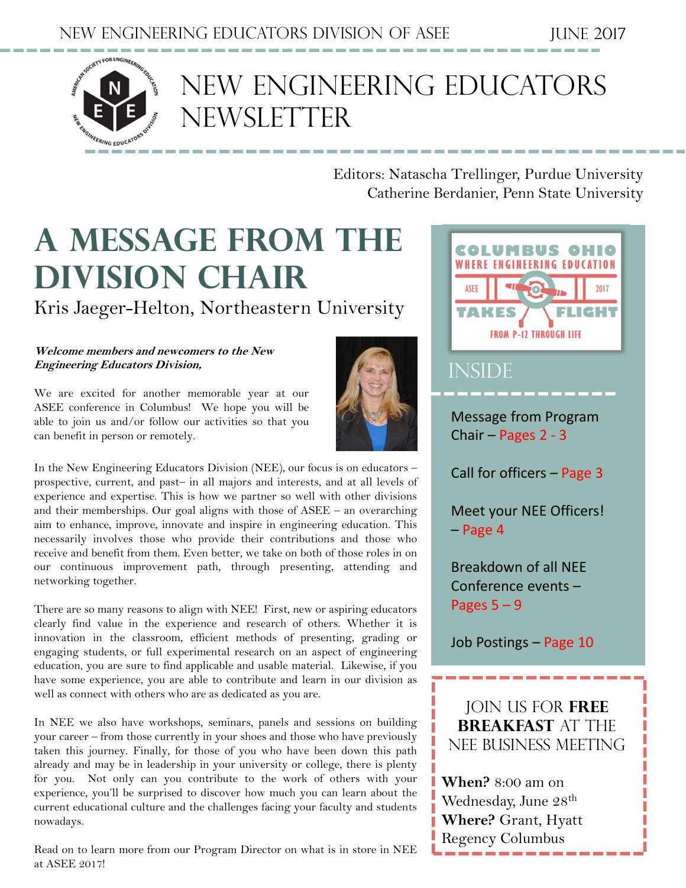# New Engineering Educators Newsletter

New Engineering Educators Division of ASEE — June 2017

Editors: Natascha Trellinger, Purdue University
Catherine Berdanier, Penn State University

## A Message from the Division Chair

Kris Jaeger-Helton, Northeastern University

***Welcome members and newcomers to the New Engineering Educators Division,***

We are excited for another memorable year at our ASEE conference in Columbus! We hope you will be able to join us and/or follow our activities so that you can benefit in person or remotely.

In the New Engineering Educators Division (NEE), our focus is on educators – prospective, current, and past– in all majors and interests, and at all levels of experience and expertise. This is how we partner so well with other divisions and their memberships. Our goal aligns with those of ASEE – an overarching aim to enhance, improve, innovate and inspire in engineering education. This necessarily involves those who provide their contributions and those who receive and benefit from them. Even better, we take on both of those roles in on our continuous improvement path, through presenting, attending and networking together.

There are so many reasons to align with NEE! First, new or aspiring educators clearly find value in the experience and research of others. Whether it is innovation in the classroom, efficient methods of presenting, grading or engaging students, or full experimental research on an aspect of engineering education, you are sure to find applicable and usable material. Likewise, if you have some experience, you are able to contribute and learn in our division as well as connect with others who are as dedicated as you are.

In NEE we also have workshops, seminars, panels and sessions on building your career – from those currently in your shoes and those who have previously taken this journey. Finally, for those of you who have been down this path already and may be in leadership in your university or college, there is plenty for you. Not only can you contribute to the work of others with your experience, you'll be surprised to discover how much you can learn about the current educational culture and the challenges facing your faculty and students nowadays.

Read on to learn more from our Program Director on what is in store in NEE at ASEE 2017!

---

COLUMBUS OHIO — WHERE ENGINEERING EDUCATION TAKES FLIGHT — ASEE 2017 — FROM P-12 THROUGH LIFE

### Inside

- Message from Program Chair – Pages 2 - 3
- Call for officers – Page 3
- Meet your NEE Officers! – Page 4
- Breakdown of all NEE Conference events – Pages 5 – 9
- Job Postings – Page 10

---

### Join us for **Free Breakfast** at the NEE Business Meeting

**When?** 8:00 am on Wednesday, June 28th
**Where?** Grant, Hyatt Regency Columbus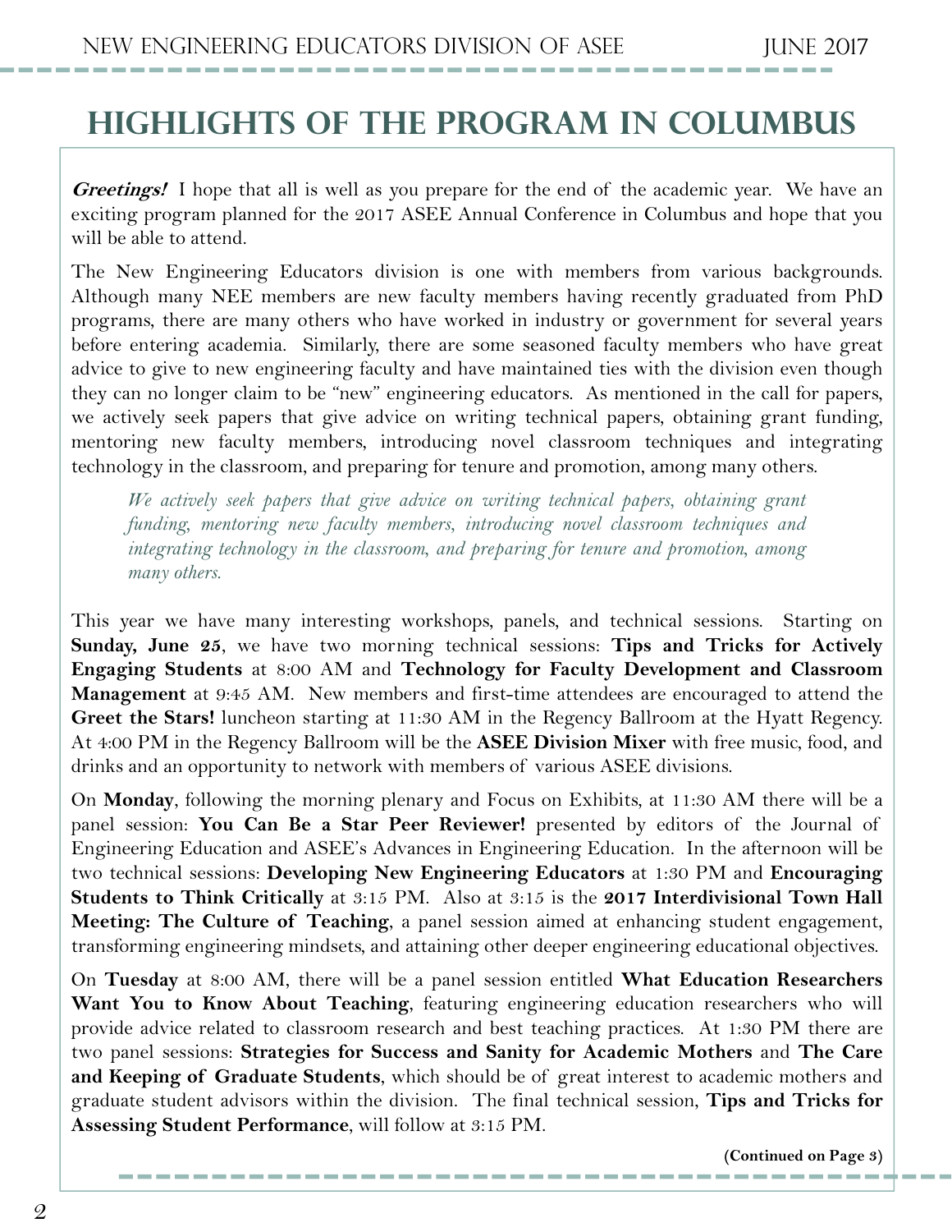# Highlights of the Program in Columbus

***Greetings!*** I hope that all is well as you prepare for the end of the academic year. We have an exciting program planned for the 2017 ASEE Annual Conference in Columbus and hope that you will be able to attend.

The New Engineering Educators division is one with members from various backgrounds. Although many NEE members are new faculty members having recently graduated from PhD programs, there are many others who have worked in industry or government for several years before entering academia. Similarly, there are some seasoned faculty members who have great advice to give to new engineering faculty and have maintained ties with the division even though they can no longer claim to be "new" engineering educators. As mentioned in the call for papers, we actively seek papers that give advice on writing technical papers, obtaining grant funding, mentoring new faculty members, introducing novel classroom techniques and integrating technology in the classroom, and preparing for tenure and promotion, among many others.

> *We actively seek papers that give advice on writing technical papers, obtaining grant funding, mentoring new faculty members, introducing novel classroom techniques and integrating technology in the classroom, and preparing for tenure and promotion, among many others.*

This year we have many interesting workshops, panels, and technical sessions. Starting on **Sunday, June 25**, we have two morning technical sessions: **Tips and Tricks for Actively Engaging Students** at 8:00 AM and **Technology for Faculty Development and Classroom Management** at 9:45 AM. New members and first-time attendees are encouraged to attend the **Greet the Stars!** luncheon starting at 11:30 AM in the Regency Ballroom at the Hyatt Regency. At 4:00 PM in the Regency Ballroom will be the **ASEE Division Mixer** with free music, food, and drinks and an opportunity to network with members of various ASEE divisions.

On **Monday**, following the morning plenary and Focus on Exhibits, at 11:30 AM there will be a panel session: **You Can Be a Star Peer Reviewer!** presented by editors of the Journal of Engineering Education and ASEE's Advances in Engineering Education. In the afternoon will be two technical sessions: **Developing New Engineering Educators** at 1:30 PM and **Encouraging Students to Think Critically** at 3:15 PM. Also at 3:15 is the **2017 Interdivisional Town Hall Meeting: The Culture of Teaching**, a panel session aimed at enhancing student engagement, transforming engineering mindsets, and attaining other deeper engineering educational objectives.

On **Tuesday** at 8:00 AM, there will be a panel session entitled **What Education Researchers Want You to Know About Teaching**, featuring engineering education researchers who will provide advice related to classroom research and best teaching practices. At 1:30 PM there are two panel sessions: **Strategies for Success and Sanity for Academic Mothers** and **The Care and Keeping of Graduate Students**, which should be of great interest to academic mothers and graduate student advisors within the division. The final technical session, **Tips and Tricks for Assessing Student Performance**, will follow at 3:15 PM.

**(Continued on Page 3)**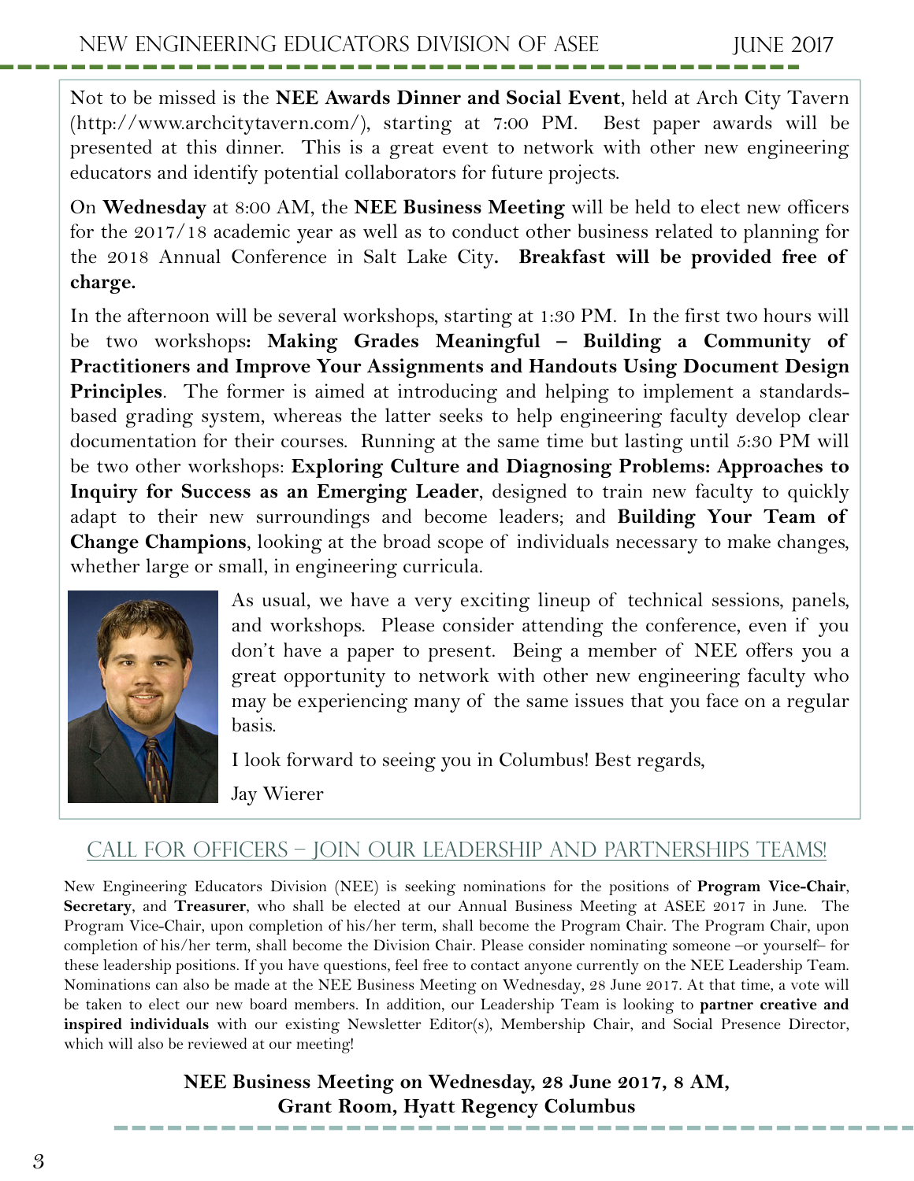Not to be missed is the **NEE Awards Dinner and Social Event**, held at Arch City Tavern (http://www.archcitytavern.com/), starting at 7:00 PM. Best paper awards will be presented at this dinner. This is a great event to network with other new engineering educators and identify potential collaborators for future projects.

On **Wednesday** at 8:00 AM, the **NEE Business Meeting** will be held to elect new officers for the 2017/18 academic year as well as to conduct other business related to planning for the 2018 Annual Conference in Salt Lake City**. Breakfast will be provided free of charge.**

In the afternoon will be several workshops, starting at 1:30 PM. In the first two hours will be two workshops**: Making Grades Meaningful – Building a Community of Practitioners and Improve Your Assignments and Handouts Using Document Design Principles**. The former is aimed at introducing and helping to implement a standards-based grading system, whereas the latter seeks to help engineering faculty develop clear documentation for their courses. Running at the same time but lasting until 5:30 PM will be two other workshops: **Exploring Culture and Diagnosing Problems: Approaches to Inquiry for Success as an Emerging Leader**, designed to train new faculty to quickly adapt to their new surroundings and become leaders; and **Building Your Team of Change Champions**, looking at the broad scope of individuals necessary to make changes, whether large or small, in engineering curricula.

As usual, we have a very exciting lineup of technical sessions, panels, and workshops. Please consider attending the conference, even if you don't have a paper to present. Being a member of NEE offers you a great opportunity to network with other new engineering faculty who may be experiencing many of the same issues that you face on a regular basis.

I look forward to seeing you in Columbus! Best regards,

Jay Wierer

## Call for Officers – Join Our Leadership and Partnerships Teams!

New Engineering Educators Division (NEE) is seeking nominations for the positions of **Program Vice-Chair**, **Secretary**, and **Treasurer**, who shall be elected at our Annual Business Meeting at ASEE 2017 in June. The Program Vice-Chair, upon completion of his/her term, shall become the Program Chair. The Program Chair, upon completion of his/her term, shall become the Division Chair. Please consider nominating someone –or yourself– for these leadership positions. If you have questions, feel free to contact anyone currently on the NEE Leadership Team. Nominations can also be made at the NEE Business Meeting on Wednesday, 28 June 2017. At that time, a vote will be taken to elect our new board members. In addition, our Leadership Team is looking to **partner creative and inspired individuals** with our existing Newsletter Editor(s), Membership Chair, and Social Presence Director, which will also be reviewed at our meeting!

**NEE Business Meeting on Wednesday, 28 June 2017, 8 AM,**
**Grant Room, Hyatt Regency Columbus**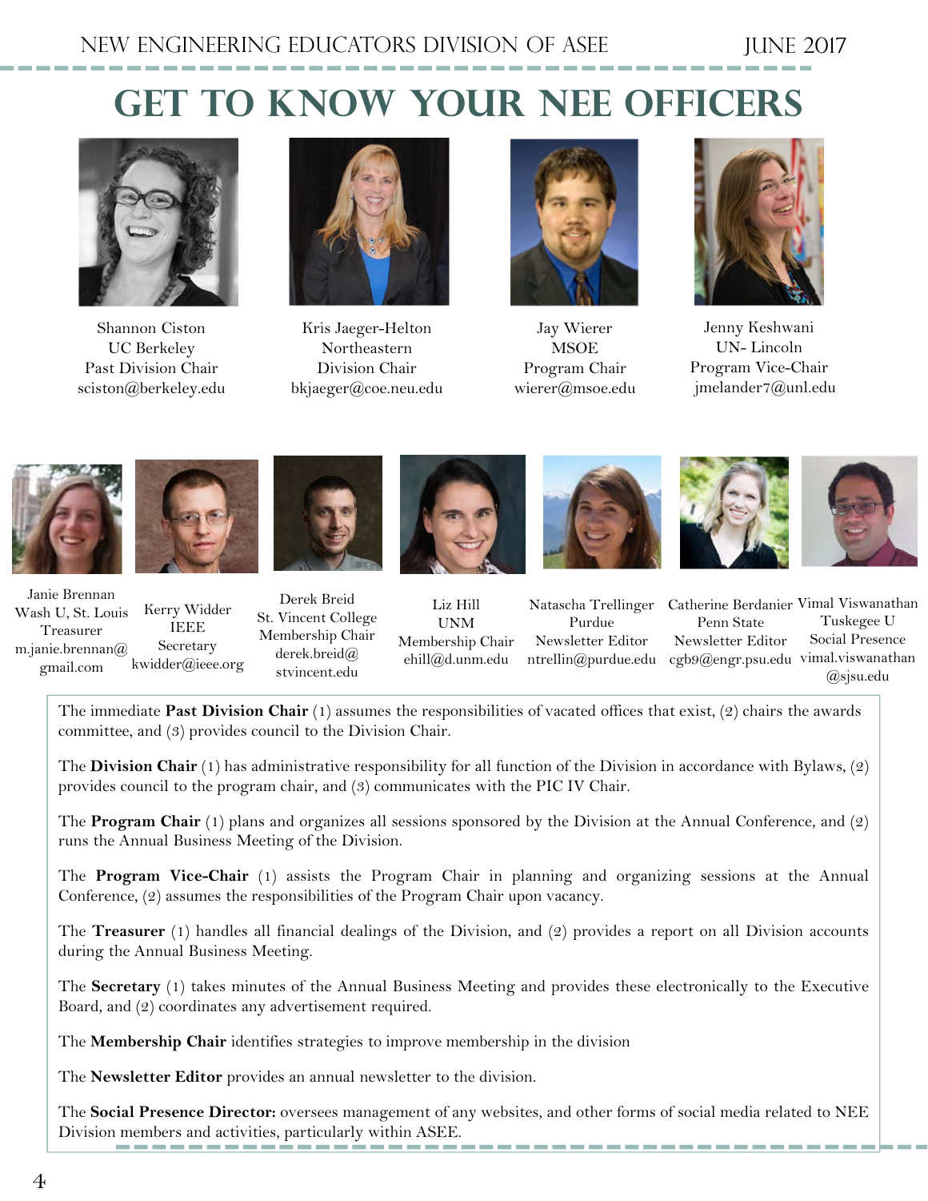# GET TO KNOW YOUR NEE OFFICERS

Shannon Ciston
UC Berkeley
Past Division Chair
sciston@berkeley.edu

Kris Jaeger-Helton
Northeastern
Division Chair
bkjaeger@coe.neu.edu

Jay Wierer
MSOE
Program Chair
wierer@msoe.edu

Jenny Keshwani
UN- Lincoln
Program Vice-Chair
jmelander7@unl.edu

Janie Brennan
Wash U, St. Louis
Treasurer
m.janie.brennan@gmail.com

Kerry Widder
IEEE
Secretary
kwidder@ieee.org

Derek Breid
St. Vincent College
Membership Chair
derek.breid@stvincent.edu

Liz Hill
UNM
Membership Chair
ehill@d.unm.edu

Natascha Trellinger
Purdue
Newsletter Editor
ntrellin@purdue.edu

Catherine Berdanier
Penn State
Newsletter Editor
cgb9@engr.psu.edu

Vimal Viswanathan
Tuskegee U
Social Presence
vimal.viswanathan@sjsu.edu

The immediate **Past Division Chair** (1) assumes the responsibilities of vacated offices that exist, (2) chairs the awards committee, and (3) provides council to the Division Chair.

The **Division Chair** (1) has administrative responsibility for all function of the Division in accordance with Bylaws, (2) provides council to the program chair, and (3) communicates with the PIC IV Chair.

The **Program Chair** (1) plans and organizes all sessions sponsored by the Division at the Annual Conference, and (2) runs the Annual Business Meeting of the Division.

The **Program Vice-Chair** (1) assists the Program Chair in planning and organizing sessions at the Annual Conference, (2) assumes the responsibilities of the Program Chair upon vacancy.

The **Treasurer** (1) handles all financial dealings of the Division, and (2) provides a report on all Division accounts during the Annual Business Meeting.

The **Secretary** (1) takes minutes of the Annual Business Meeting and provides these electronically to the Executive Board, and (2) coordinates any advertisement required.

The **Membership Chair** identifies strategies to improve membership in the division

The **Newsletter Editor** provides an annual newsletter to the division.

The **Social Presence Director:** oversees management of any websites, and other forms of social media related to NEE Division members and activities, particularly within ASEE.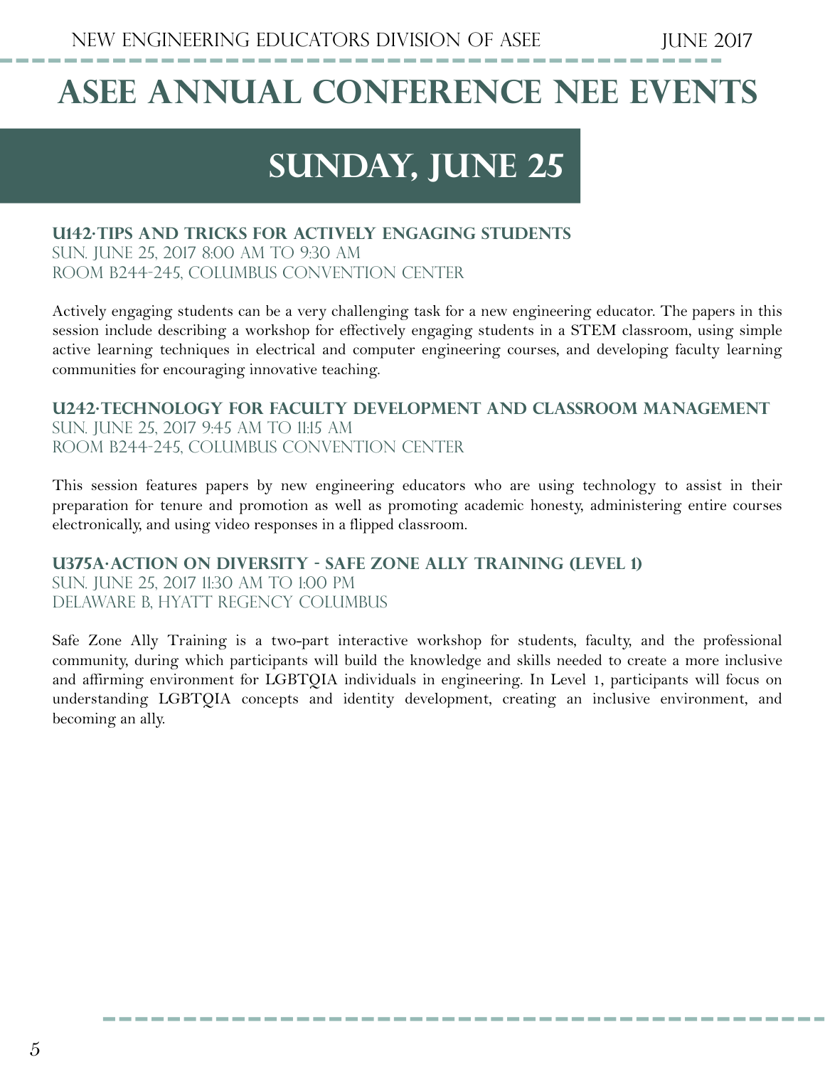# ASEE Annual Conference NEE Events

## Sunday, June 25

### U142·Tips and Tricks for Actively Engaging Students

Sun. June 25, 2017 8:00 AM to 9:30 AM
Room B244-245, Columbus Convention Center

Actively engaging students can be a very challenging task for a new engineering educator. The papers in this session include describing a workshop for effectively engaging students in a STEM classroom, using simple active learning techniques in electrical and computer engineering courses, and developing faculty learning communities for encouraging innovative teaching.

### U242·Technology for Faculty Development and Classroom Management

Sun. June 25, 2017 9:45 AM to 11:15 AM
Room B244-245, Columbus Convention Center

This session features papers by new engineering educators who are using technology to assist in their preparation for tenure and promotion as well as promoting academic honesty, administering entire courses electronically, and using video responses in a flipped classroom.

### U375A·Action on Diversity - Safe Zone Ally Training (Level 1)

Sun. June 25, 2017 11:30 AM to 1:00 PM
Delaware B, Hyatt Regency Columbus

Safe Zone Ally Training is a two-part interactive workshop for students, faculty, and the professional community, during which participants will build the knowledge and skills needed to create a more inclusive and affirming environment for LGBTQIA individuals in engineering. In Level 1, participants will focus on understanding LGBTQIA concepts and identity development, creating an inclusive environment, and becoming an ally.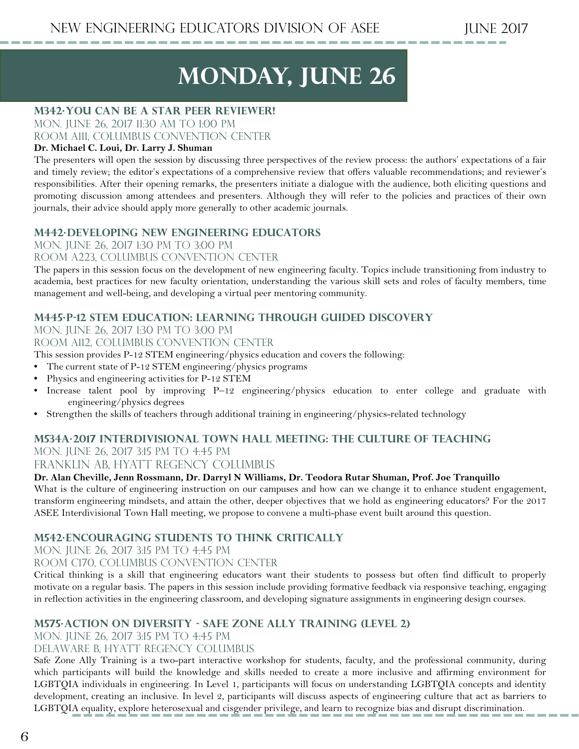# MONDAY, JUNE 26

### M342·YOU CAN BE A STAR PEER REVIEWER!

MON. JUNE 26, 2017 11:30 AM TO 1:00 PM
ROOM A111, COLUMBUS CONVENTION CENTER

**Dr. Michael C. Loui, Dr. Larry J. Shuman**

The presenters will open the session by discussing three perspectives of the review process: the authors' expectations of a fair and timely review; the editor's expectations of a comprehensive review that offers valuable recommendations; and reviewer's responsibilities. After their opening remarks, the presenters initiate a dialogue with the audience, both eliciting questions and promoting discussion among attendees and presenters. Although they will refer to the policies and practices of their own journals, their advice should apply more generally to other academic journals.

### M442·DEVELOPING NEW ENGINEERING EDUCATORS

MON. JUNE 26, 2017 1:30 PM TO 3:00 PM
ROOM A223, COLUMBUS CONVENTION CENTER

The papers in this session focus on the development of new engineering faculty. Topics include transitioning from industry to academia, best practices for new faculty orientation, understanding the various skill sets and roles of faculty members, time management and well-being, and developing a virtual peer mentoring community.

### M445·P-12 STEM EDUCATION: LEARNING THROUGH GUIDED DISCOVERY

MON. JUNE 26, 2017 1:30 PM TO 3:00 PM
ROOM A112, COLUMBUS CONVENTION CENTER

This session provides P-12 STEM engineering/physics education and covers the following:

- The current state of P-12 STEM engineering/physics programs
- Physics and engineering activities for P-12 STEM
- Increase talent pool by improving P–12 engineering/physics education to enter college and graduate with engineering/physics degrees
- Strengthen the skills of teachers through additional training in engineering/physics-related technology

### M534A·2017 INTERDIVISIONAL TOWN HALL MEETING: THE CULTURE OF TEACHING

MON. JUNE 26, 2017 3:15 PM TO 4:45 PM
FRANKLIN AB, HYATT REGENCY COLUMBUS

**Dr. Alan Cheville, Jenn Rossmann, Dr. Darryl N Williams, Dr. Teodora Rutar Shuman, Prof. Joe Tranquillo**

What is the culture of engineering instruction on our campuses and how can we change it to enhance student engagement, transform engineering mindsets, and attain the other, deeper objectives that we hold as engineering educators? For the 2017 ASEE Interdivisional Town Hall meeting, we propose to convene a multi-phase event built around this question.

### M542·ENCOURAGING STUDENTS TO THINK CRITICALLY

MON. JUNE 26, 2017 3:15 PM TO 4:45 PM
ROOM C170, COLUMBUS CONVENTION CENTER

Critical thinking is a skill that engineering educators want their students to possess but often find difficult to properly motivate on a regular basis. The papers in this session include providing formative feedback via responsive teaching, engaging in reflection activities in the engineering classroom, and developing signature assignments in engineering design courses.

### M575·ACTION ON DIVERSITY - SAFE ZONE ALLY TRAINING (LEVEL 2)

MON. JUNE 26, 2017 3:15 PM TO 4:45 PM
DELAWARE B, HYATT REGENCY COLUMBUS

Safe Zone Ally Training is a two-part interactive workshop for students, faculty, and the professional community, during which participants will build the knowledge and skills needed to create a more inclusive and affirming environment for LGBTQIA individuals in engineering. In Level 1, participants will focus on understanding LGBTQIA concepts and identity development, creating an inclusive. In level 2, participants will discuss aspects of engineering culture that act as barriers to LGBTQIA equality, explore heterosexual and cisgender privilege, and learn to recognize bias and disrupt discrimination.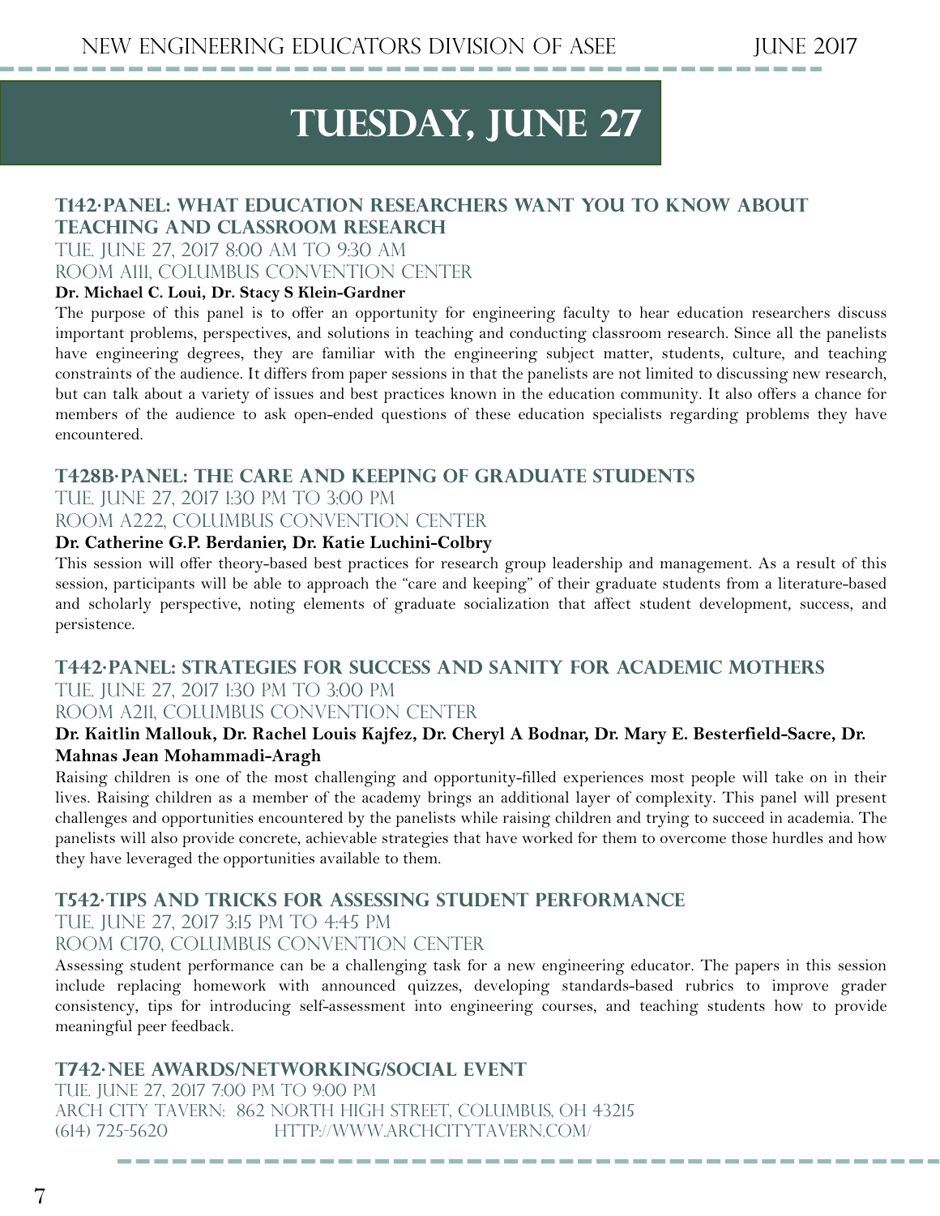# TUESDAY, JUNE 27

## T142·PANEL: WHAT EDUCATION RESEARCHERS WANT YOU TO KNOW ABOUT TEACHING AND CLASSROOM RESEARCH

TUE. JUNE 27, 2017 8:00 AM TO 9:30 AM
ROOM A111, COLUMBUS CONVENTION CENTER

**Dr. Michael C. Loui, Dr. Stacy S Klein-Gardner**

The purpose of this panel is to offer an opportunity for engineering faculty to hear education researchers discuss important problems, perspectives, and solutions in teaching and conducting classroom research. Since all the panelists have engineering degrees, they are familiar with the engineering subject matter, students, culture, and teaching constraints of the audience. It differs from paper sessions in that the panelists are not limited to discussing new research, but can talk about a variety of issues and best practices known in the education community. It also offers a chance for members of the audience to ask open-ended questions of these education specialists regarding problems they have encountered.

## T428B·PANEL: THE CARE AND KEEPING OF GRADUATE STUDENTS

TUE. JUNE 27, 2017 1:30 PM TO 3:00 PM
ROOM A222, COLUMBUS CONVENTION CENTER

**Dr. Catherine G.P. Berdanier, Dr. Katie Luchini-Colbry**

This session will offer theory-based best practices for research group leadership and management. As a result of this session, participants will be able to approach the "care and keeping" of their graduate students from a literature-based and scholarly perspective, noting elements of graduate socialization that affect student development, success, and persistence.

## T442·PANEL: STRATEGIES FOR SUCCESS AND SANITY FOR ACADEMIC MOTHERS

TUE. JUNE 27, 2017 1:30 PM TO 3:00 PM
ROOM A211, COLUMBUS CONVENTION CENTER

**Dr. Kaitlin Mallouk, Dr. Rachel Louis Kajfez, Dr. Cheryl A Bodnar, Dr. Mary E. Besterfield-Sacre, Dr. Mahnas Jean Mohammadi-Aragh**

Raising children is one of the most challenging and opportunity-filled experiences most people will take on in their lives. Raising children as a member of the academy brings an additional layer of complexity. This panel will present challenges and opportunities encountered by the panelists while raising children and trying to succeed in academia. The panelists will also provide concrete, achievable strategies that have worked for them to overcome those hurdles and how they have leveraged the opportunities available to them.

## T542·TIPS AND TRICKS FOR ASSESSING STUDENT PERFORMANCE

TUE. JUNE 27, 2017 3:15 PM TO 4:45 PM
ROOM C170, COLUMBUS CONVENTION CENTER

Assessing student performance can be a challenging task for a new engineering educator. The papers in this session include replacing homework with announced quizzes, developing standards-based rubrics to improve grader consistency, tips for introducing self-assessment into engineering courses, and teaching students how to provide meaningful peer feedback.

## T742·NEE AWARDS/NETWORKING/SOCIAL EVENT

TUE. JUNE 27, 2017 7:00 PM TO 9:00 PM
ARCH CITY TAVERN: 862 NORTH HIGH STREET, COLUMBUS, OH 43215
(614) 725-5620 HTTP://WWW.ARCHCITYTAVERN.COM/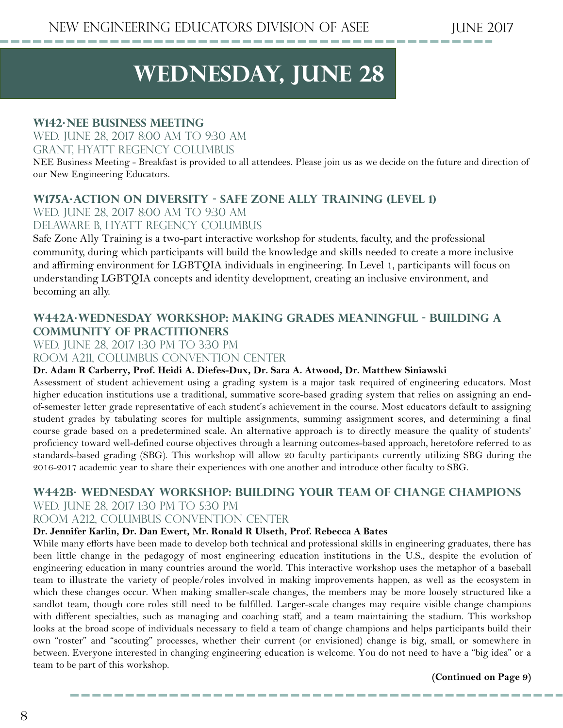# WEDNESDAY, JUNE 28

### W142·NEE BUSINESS MEETING

WED. JUNE 28, 2017 8:00 AM TO 9:30 AM
GRANT, HYATT REGENCY COLUMBUS

NEE Business Meeting - Breakfast is provided to all attendees. Please join us as we decide on the future and direction of our New Engineering Educators.

### W175A·ACTION ON DIVERSITY - SAFE ZONE ALLY TRAINING (LEVEL 1)

WED. JUNE 28, 2017 8:00 AM TO 9:30 AM
DELAWARE B, HYATT REGENCY COLUMBUS

Safe Zone Ally Training is a two-part interactive workshop for students, faculty, and the professional community, during which participants will build the knowledge and skills needed to create a more inclusive and affirming environment for LGBTQIA individuals in engineering. In Level 1, participants will focus on understanding LGBTQIA concepts and identity development, creating an inclusive environment, and becoming an ally.

### W442A·WEDNESDAY WORKSHOP: MAKING GRADES MEANINGFUL - BUILDING A COMMUNITY OF PRACTITIONERS

WED. JUNE 28, 2017 1:30 PM TO 3:30 PM
ROOM A211, COLUMBUS CONVENTION CENTER

**Dr. Adam R Carberry, Prof. Heidi A. Diefes-Dux, Dr. Sara A. Atwood, Dr. Matthew Siniawski**

Assessment of student achievement using a grading system is a major task required of engineering educators. Most higher education institutions use a traditional, summative score-based grading system that relies on assigning an end-of-semester letter grade representative of each student's achievement in the course. Most educators default to assigning student grades by tabulating scores for multiple assignments, summing assignment scores, and determining a final course grade based on a predetermined scale. An alternative approach is to directly measure the quality of students' proficiency toward well-defined course objectives through a learning outcomes-based approach, heretofore referred to as standards-based grading (SBG). This workshop will allow 20 faculty participants currently utilizing SBG during the 2016-2017 academic year to share their experiences with one another and introduce other faculty to SBG.

### W442B· WEDNESDAY WORKSHOP: BUILDING YOUR TEAM OF CHANGE CHAMPIONS

WED. JUNE 28, 2017 1:30 PM TO 5:30 PM
ROOM A212, COLUMBUS CONVENTION CENTER

**Dr. Jennifer Karlin, Dr. Dan Ewert, Mr. Ronald R Ulseth, Prof. Rebecca A Bates**

While many efforts have been made to develop both technical and professional skills in engineering graduates, there has been little change in the pedagogy of most engineering education institutions in the U.S., despite the evolution of engineering education in many countries around the world. This interactive workshop uses the metaphor of a baseball team to illustrate the variety of people/roles involved in making improvements happen, as well as the ecosystem in which these changes occur. When making smaller-scale changes, the members may be more loosely structured like a sandlot team, though core roles still need to be fulfilled. Larger-scale changes may require visible change champions with different specialties, such as managing and coaching staff, and a team maintaining the stadium. This workshop looks at the broad scope of individuals necessary to field a team of change champions and helps participants build their own "roster" and "scouting" processes, whether their current (or envisioned) change is big, small, or somewhere in between. Everyone interested in changing engineering education is welcome. You do not need to have a "big idea" or a team to be part of this workshop.

**(Continued on Page 9)**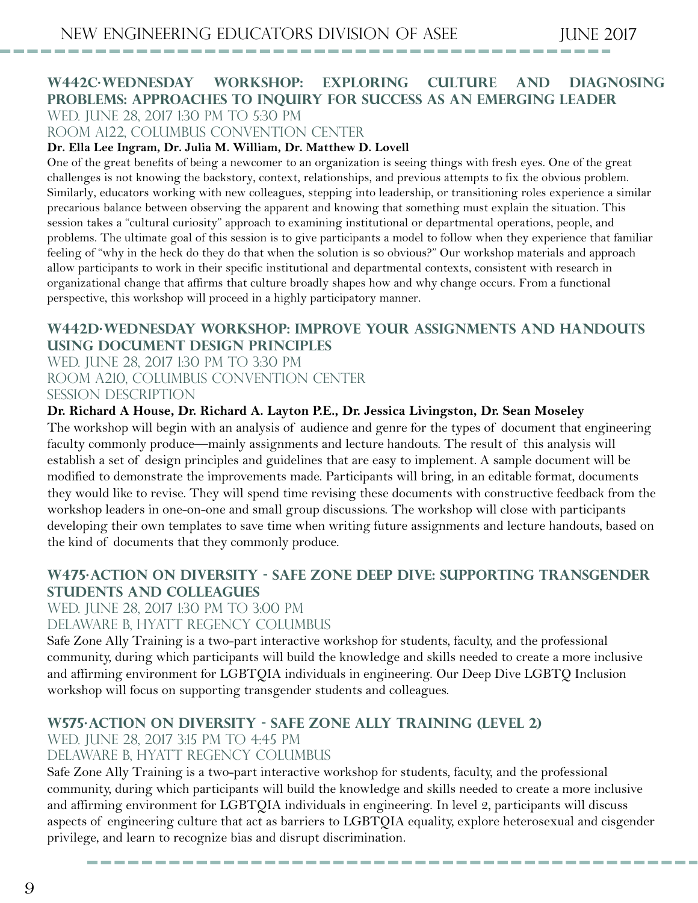## W442C·Wednesday Workshop: Exploring Culture and Diagnosing Problems: Approaches to Inquiry for Success as an Emerging Leader

Wed. June 28, 2017 1:30 PM to 5:30 PM
Room A122, Columbus Convention Center

**Dr. Ella Lee Ingram, Dr. Julia M. William, Dr. Matthew D. Lovell**

One of the great benefits of being a newcomer to an organization is seeing things with fresh eyes. One of the great challenges is not knowing the backstory, context, relationships, and previous attempts to fix the obvious problem. Similarly, educators working with new colleagues, stepping into leadership, or transitioning roles experience a similar precarious balance between observing the apparent and knowing that something must explain the situation. This session takes a "cultural curiosity" approach to examining institutional or departmental operations, people, and problems. The ultimate goal of this session is to give participants a model to follow when they experience that familiar feeling of "why in the heck do they do that when the solution is so obvious?" Our workshop materials and approach allow participants to work in their specific institutional and departmental contexts, consistent with research in organizational change that affirms that culture broadly shapes how and why change occurs. From a functional perspective, this workshop will proceed in a highly participatory manner.

## W442D·Wednesday Workshop: Improve Your Assignments and Handouts Using Document Design Principles

Wed. June 28, 2017 1:30 PM to 3:30 PM
Room A210, Columbus Convention Center
Session Description

**Dr. Richard A House, Dr. Richard A. Layton P.E., Dr. Jessica Livingston, Dr. Sean Moseley**

The workshop will begin with an analysis of audience and genre for the types of document that engineering faculty commonly produce—mainly assignments and lecture handouts. The result of this analysis will establish a set of design principles and guidelines that are easy to implement. A sample document will be modified to demonstrate the improvements made. Participants will bring, in an editable format, documents they would like to revise. They will spend time revising these documents with constructive feedback from the workshop leaders in one-on-one and small group discussions. The workshop will close with participants developing their own templates to save time when writing future assignments and lecture handouts, based on the kind of documents that they commonly produce.

## W475·Action on Diversity - Safe Zone Deep Dive: Supporting Transgender Students and Colleagues

Wed. June 28, 2017 1:30 PM to 3:00 PM
Delaware B, Hyatt Regency Columbus

Safe Zone Ally Training is a two-part interactive workshop for students, faculty, and the professional community, during which participants will build the knowledge and skills needed to create a more inclusive and affirming environment for LGBTQIA individuals in engineering. Our Deep Dive LGBTQ Inclusion workshop will focus on supporting transgender students and colleagues.

## W575·Action on Diversity - Safe Zone Ally Training (Level 2)

Wed. June 28, 2017 3:15 PM to 4:45 PM
Delaware B, Hyatt Regency Columbus

Safe Zone Ally Training is a two-part interactive workshop for students, faculty, and the professional community, during which participants will build the knowledge and skills needed to create a more inclusive and affirming environment for LGBTQIA individuals in engineering. In level 2, participants will discuss aspects of engineering culture that act as barriers to LGBTQIA equality, explore heterosexual and cisgender privilege, and learn to recognize bias and disrupt discrimination.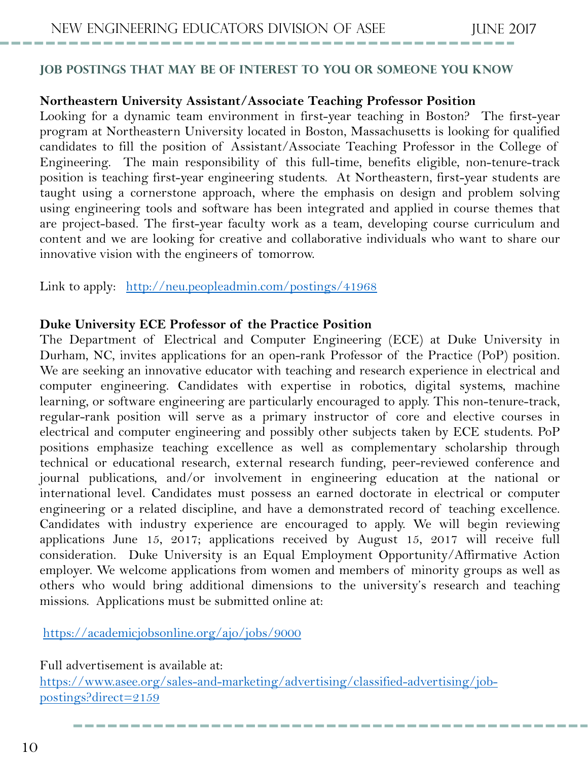## JOB POSTINGS THAT MAY BE OF INTEREST TO YOU OR SOMEONE YOU KNOW

**Northeastern University Assistant/Associate Teaching Professor Position**

Looking for a dynamic team environment in first-year teaching in Boston? The first-year program at Northeastern University located in Boston, Massachusetts is looking for qualified candidates to fill the position of Assistant/Associate Teaching Professor in the College of Engineering. The main responsibility of this full-time, benefits eligible, non-tenure-track position is teaching first-year engineering students. At Northeastern, first-year students are taught using a cornerstone approach, where the emphasis on design and problem solving using engineering tools and software has been integrated and applied in course themes that are project-based. The first-year faculty work as a team, developing course curriculum and content and we are looking for creative and collaborative individuals who want to share our innovative vision with the engineers of tomorrow.

Link to apply: [http://neu.peopleadmin.com/postings/41968](http://neu.peopleadmin.com/postings/41968)

**Duke University ECE Professor of the Practice Position**

The Department of Electrical and Computer Engineering (ECE) at Duke University in Durham, NC, invites applications for an open-rank Professor of the Practice (PoP) position. We are seeking an innovative educator with teaching and research experience in electrical and computer engineering. Candidates with expertise in robotics, digital systems, machine learning, or software engineering are particularly encouraged to apply. This non-tenure-track, regular-rank position will serve as a primary instructor of core and elective courses in electrical and computer engineering and possibly other subjects taken by ECE students. PoP positions emphasize teaching excellence as well as complementary scholarship through technical or educational research, external research funding, peer-reviewed conference and journal publications, and/or involvement in engineering education at the national or international level. Candidates must possess an earned doctorate in electrical or computer engineering or a related discipline, and have a demonstrated record of teaching excellence. Candidates with industry experience are encouraged to apply. We will begin reviewing applications June 15, 2017; applications received by August 15, 2017 will receive full consideration. Duke University is an Equal Employment Opportunity/Affirmative Action employer. We welcome applications from women and members of minority groups as well as others who would bring additional dimensions to the university's research and teaching missions. Applications must be submitted online at:

[https://academicjobsonline.org/ajo/jobs/9000](https://academicjobsonline.org/ajo/jobs/9000)

Full advertisement is available at:
[https://www.asee.org/sales-and-marketing/advertising/classified-advertising/job-postings?direct=2159](https://www.asee.org/sales-and-marketing/advertising/classified-advertising/job-postings?direct=2159)